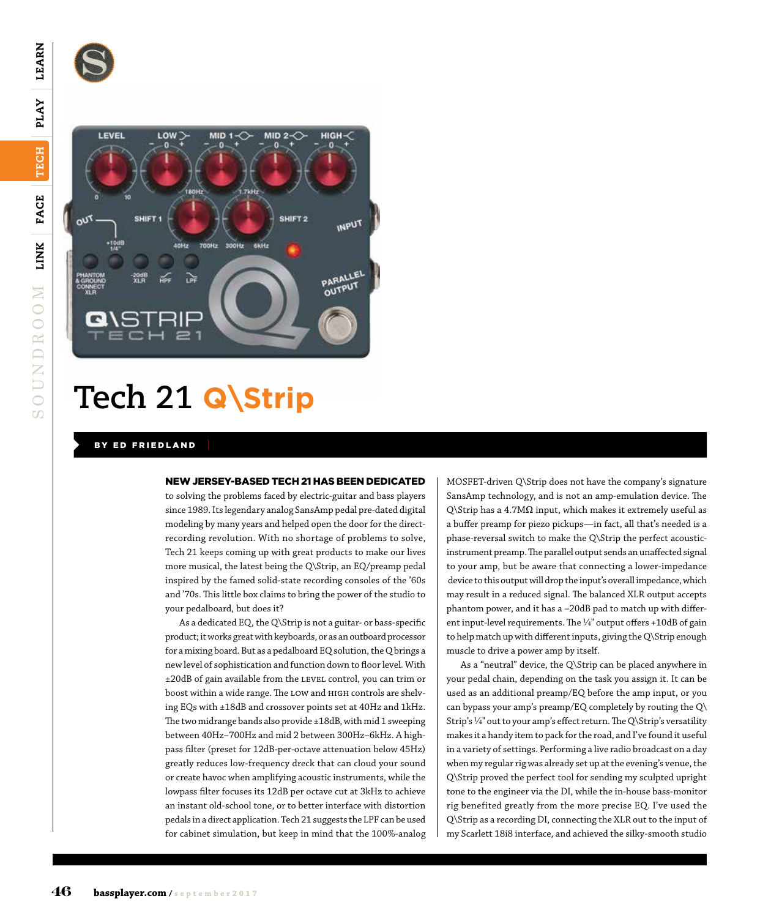# Tech 21 Q\Strip

**BY ED FRIEDLAND**

**NEW JERSEY-BASED TECH 21 HAS BEEN DEDICATED** to solving the problems faced by electric-guitar and bass players since 1989. Its legendary analog SansAmp pedal pre-dated digital modeling by many years and helped open the door for the direct-recording revolution. With no shortage of problems to solve, Tech 21 keeps coming up with great products to make our lives more musical, the latest being the Q\Strip, an EQ/preamp pedal inspired by the famed solid-state recording consoles of the '60s and '70s. This little box claims to bring the power of the studio to your pedalboard, but does it?

As a dedicated EQ, the Q\Strip is not a guitar- or bass-specific product; it works great with keyboards, or as an outboard processor for a mixing board. But as a pedalboard EQ solution, the Q brings a new level of sophistication and function down to floor level. With ±20dB of gain available from the LEVEL control, you can trim or boost within a wide range. The LOW and HIGH controls are shelving EQs with ±18dB and crossover points set at 40Hz and 1kHz. The two midrange bands also provide ±18dB, with mid 1 sweeping between 40Hz–700Hz and mid 2 between 300Hz–6kHz. A high-pass filter (preset for 12dB-per-octave attenuation below 45Hz) greatly reduces low-frequency dreck that can cloud your sound or create havoc when amplifying acoustic instruments, while the lowpass filter focuses its 12dB per octave cut at 3kHz to achieve an instant old-school tone, or to better interface with distortion pedals in a direct application. Tech 21 suggests the LPF can be used for cabinet simulation, but keep in mind that the 100%-analog MOSFET-driven Q\Strip does not have the company's signature SansAmp technology, and is not an amp-emulation device. The Q\Strip has a 4.7MΩ input, which makes it extremely useful as a buffer preamp for piezo pickups—in fact, all that's needed is a phase-reversal switch to make the Q\Strip the perfect acoustic-instrument preamp. The parallel output sends an unaffected signal to your amp, but be aware that connecting a lower-impedance device to this output will drop the input's overall impedance, which may result in a reduced signal. The balanced XLR output accepts phantom power, and it has a –20dB pad to match up with different input-level requirements. The ¼" output offers +10dB of gain to help match up with different inputs, giving the Q\Strip enough muscle to drive a power amp by itself.

As a "neutral" device, the Q\Strip can be placed anywhere in your pedal chain, depending on the task you assign it. It can be used as an additional preamp/EQ before the amp input, or you can bypass your amp's preamp/EQ completely by routing the Q\Strip's ¼" out to your amp's effect return. The Q\Strip's versatility makes it a handy item to pack for the road, and I've found it useful in a variety of settings. Performing a live radio broadcast on a day when my regular rig was already set up at the evening's venue, the Q\Strip proved the perfect tool for sending my sculpted upright tone to the engineer via the DI, while the in-house bass-monitor rig benefited greatly from the more precise EQ. I've used the Q\Strip as a recording DI, connecting the XLR out to the input of my Scarlett 18i8 interface, and achieved the silky-smooth studio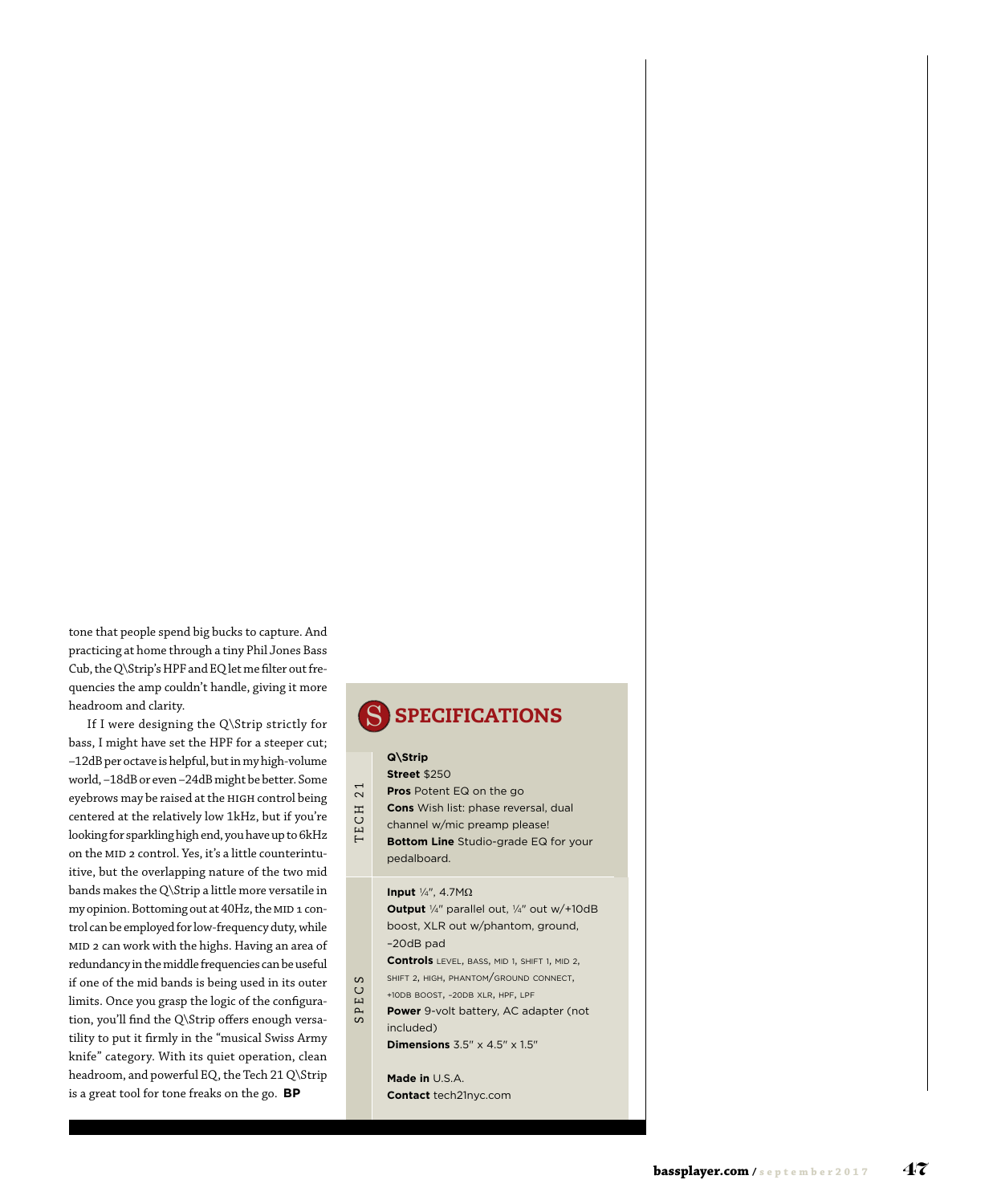tone that people spend big bucks to capture. And practicing at home through a tiny Phil Jones Bass Cub, the Q\Strip's HPF and EQ let me filter out frequencies the amp couldn't handle, giving it more headroom and clarity.

If I were designing the Q\Strip strictly for bass, I might have set the HPF for a steeper cut; –12dB per octave is helpful, but in my high-volume world, –18dB or even –24dB might be better. Some eyebrows may be raised at the HIGH control being centered at the relatively low 1kHz, but if you're looking for sparkling high end, you have up to 6kHz on the MID 2 control. Yes, it's a little counterintuitive, but the overlapping nature of the two mid bands makes the Q\Strip a little more versatile in my opinion. Bottoming out at 40Hz, the MID 1 control can be employed for low-frequency duty, while MID 2 can work with the highs. Having an area of redundancy in the middle frequencies can be useful if one of the mid bands is being used in its outer limits. Once you grasp the logic of the configuration, you'll find the Q\Strip offers enough versatility to put it firmly in the "musical Swiss Army knife" category. With its quiet operation, clean headroom, and powerful EQ, the Tech 21 Q\Strip is a great tool for tone freaks on the go. **BP**

## SPECIFICATIONS

**TECH 21**

**Q\Strip**
**Street** $250
**Pros** Potent EQ on the go
**Cons** Wish list: phase reversal, dual channel w/mic preamp please!
**Bottom Line** Studio-grade EQ for your pedalboard.

**SPECS**

**Input** ¼", 4.7MΩ
**Output** ¼" parallel out, ¼" out w/+10dB boost, XLR out w/phantom, ground, –20dB pad
**Controls** LEVEL, BASS, MID 1, SHIFT 1, MID 2, SHIFT 2, HIGH, PHANTOM/GROUND CONNECT, +10DB BOOST, -20DB XLR, HPF, LPF
**Power** 9-volt battery, AC adapter (not included)
**Dimensions** 3.5" x 4.5" x 1.5"

**Made in** U.S.A.
**Contact** tech21nyc.com